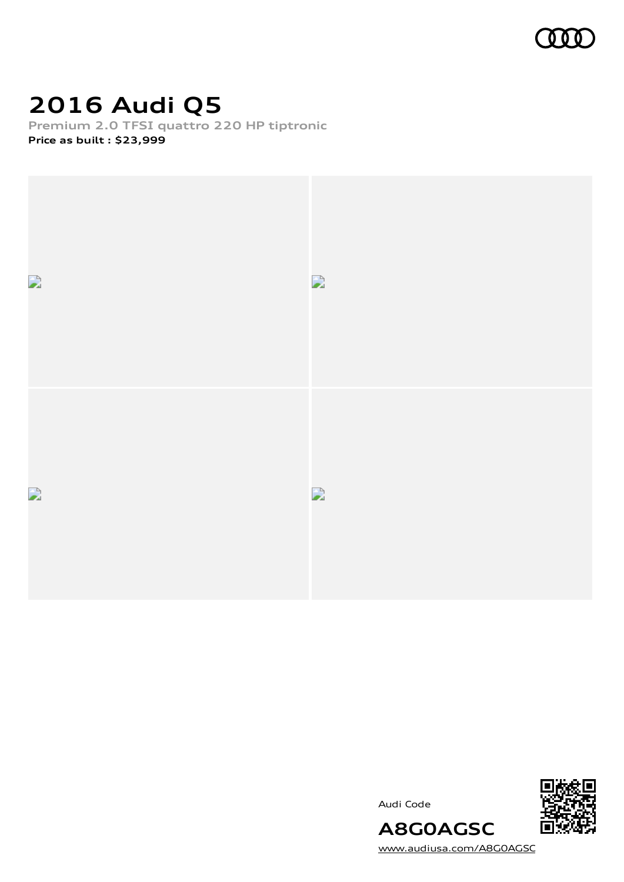# 2016 Audi Q5

Premium 2.0 TFSI quattro 220 HP tiptronic

**Price as built : $23,999**

Audi Code

**A8G0AGSC**

www.audiusa.com/A8G0AGSC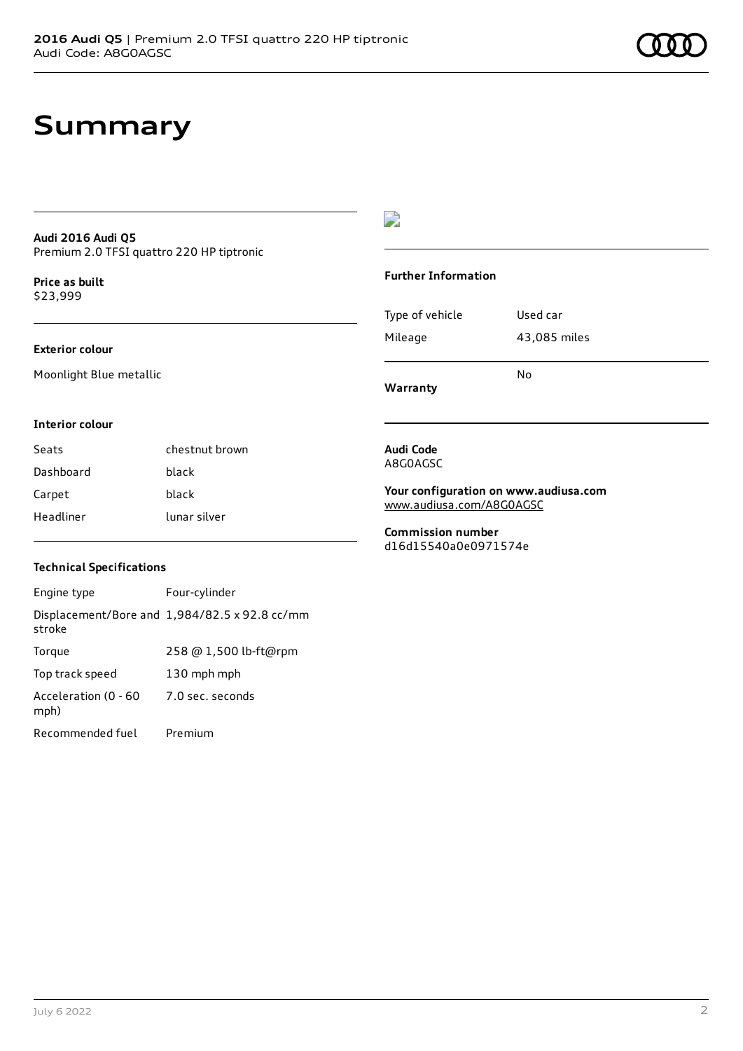# Summary

**Audi 2016 Audi Q5**
Premium 2.0 TFSI quattro 220 HP tiptronic

**Price as built**
$23,999

### Exterior colour

Moonlight Blue metallic

### Interior colour

| Seats | chestnut brown |
| --- | --- |
| Dashboard | black |
| Carpet | black |
| Headliner | lunar silver |

### Technical Specifications

| Engine type | Four-cylinder |
| --- | --- |
| Displacement/Bore and stroke | 1,984/82.5 x 92.8 cc/mm |
| Torque | 258 @ 1,500 lb-ft@rpm |
| Top track speed | 130 mph mph |
| Acceleration (0 - 60 mph) | 7.0 sec. seconds |
| Recommended fuel | Premium |

### Further Information

| Type of vehicle | Used car |
| --- | --- |
| Mileage | 43,085 miles |
| **Warranty** | No |

**Audi Code**
A8G0AGSC

**Your configuration on www.audiusa.com**
www.audiusa.com/A8G0AGSC

**Commission number**
d16d15540a0e0971574e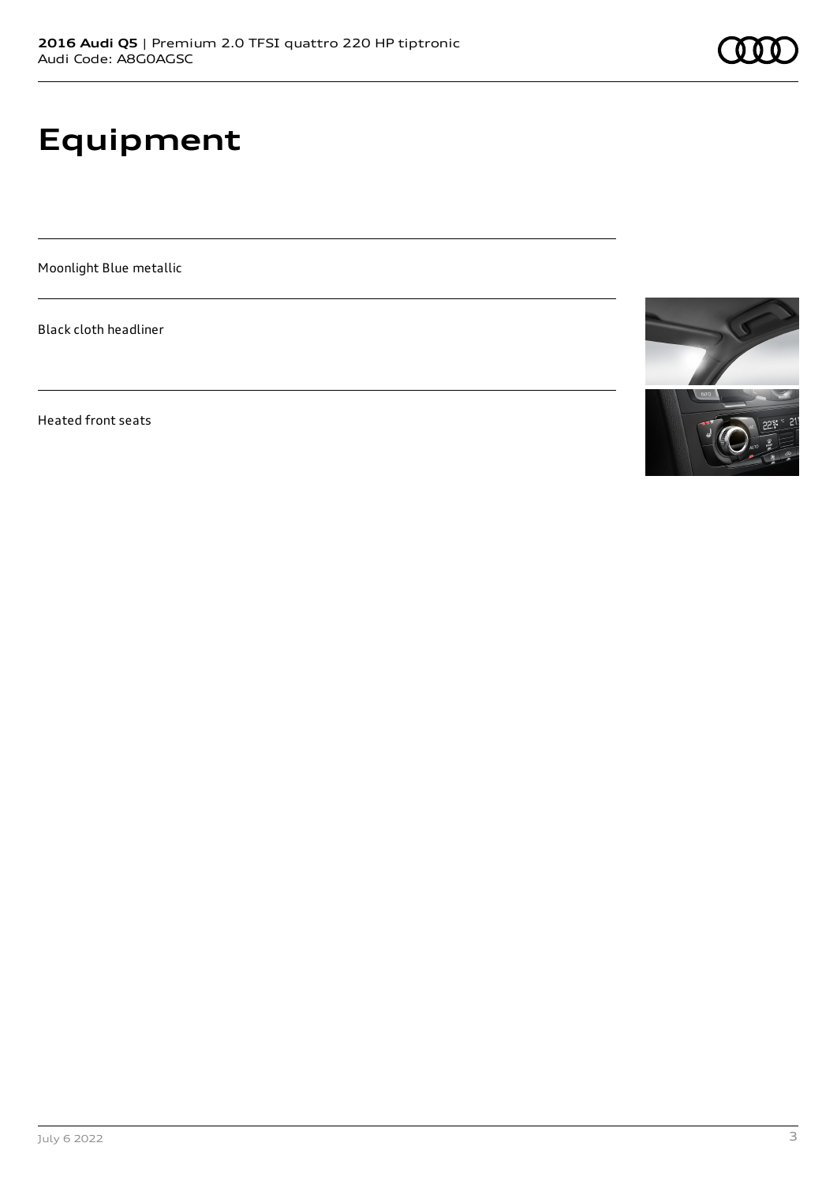# Equipment

Moonlight Blue metallic

Black cloth headliner

Heated front seats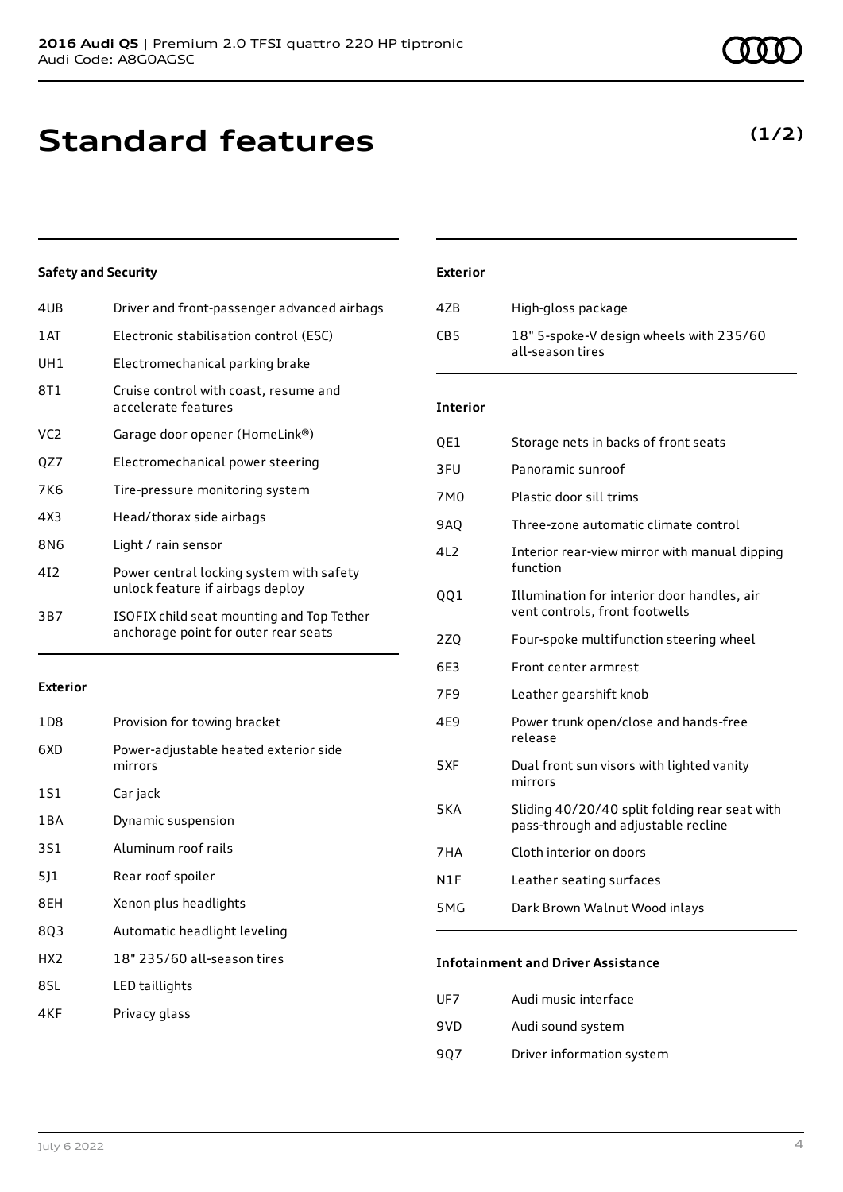# Standard features

**(1/2)**

### Safety and Security

| | |
|---|---|
| 4UB | Driver and front-passenger advanced airbags |
| 1AT | Electronic stabilisation control (ESC) |
| UH1 | Electromechanical parking brake |
| 8T1 | Cruise control with coast, resume and accelerate features |
| VC2 | Garage door opener (HomeLink®) |
| QZ7 | Electromechanical power steering |
| 7K6 | Tire-pressure monitoring system |
| 4X3 | Head/thorax side airbags |
| 8N6 | Light / rain sensor |
| 4I2 | Power central locking system with safety unlock feature if airbags deploy |
| 3B7 | ISOFIX child seat mounting and Top Tether anchorage point for outer rear seats |

### Exterior

| | |
|---|---|
| 1D8 | Provision for towing bracket |
| 6XD | Power-adjustable heated exterior side mirrors |
| 1S1 | Car jack |
| 1BA | Dynamic suspension |
| 3S1 | Aluminum roof rails |
| 5J1 | Rear roof spoiler |
| 8EH | Xenon plus headlights |
| 8Q3 | Automatic headlight leveling |
| HX2 | 18" 235/60 all-season tires |
| 8SL | LED taillights |
| 4KF | Privacy glass |

### Exterior

| | |
|---|---|
| 4ZB | High-gloss package |
| CB5 | 18" 5-spoke-V design wheels with 235/60 all-season tires |

### Interior

| | |
|---|---|
| QE1 | Storage nets in backs of front seats |
| 3FU | Panoramic sunroof |
| 7M0 | Plastic door sill trims |
| 9AQ | Three-zone automatic climate control |
| 4L2 | Interior rear-view mirror with manual dipping function |
| QQ1 | Illumination for interior door handles, air vent controls, front footwells |
| 2ZQ | Four-spoke multifunction steering wheel |
| 6E3 | Front center armrest |
| 7F9 | Leather gearshift knob |
| 4E9 | Power trunk open/close and hands-free release |
| 5XF | Dual front sun visors with lighted vanity mirrors |
| 5KA | Sliding 40/20/40 split folding rear seat with pass-through and adjustable recline |
| 7HA | Cloth interior on doors |
| N1F | Leather seating surfaces |
| 5MG | Dark Brown Walnut Wood inlays |

### Infotainment and Driver Assistance

| | |
|---|---|
| UF7 | Audi music interface |
| 9VD | Audi sound system |
| 9Q7 | Driver information system |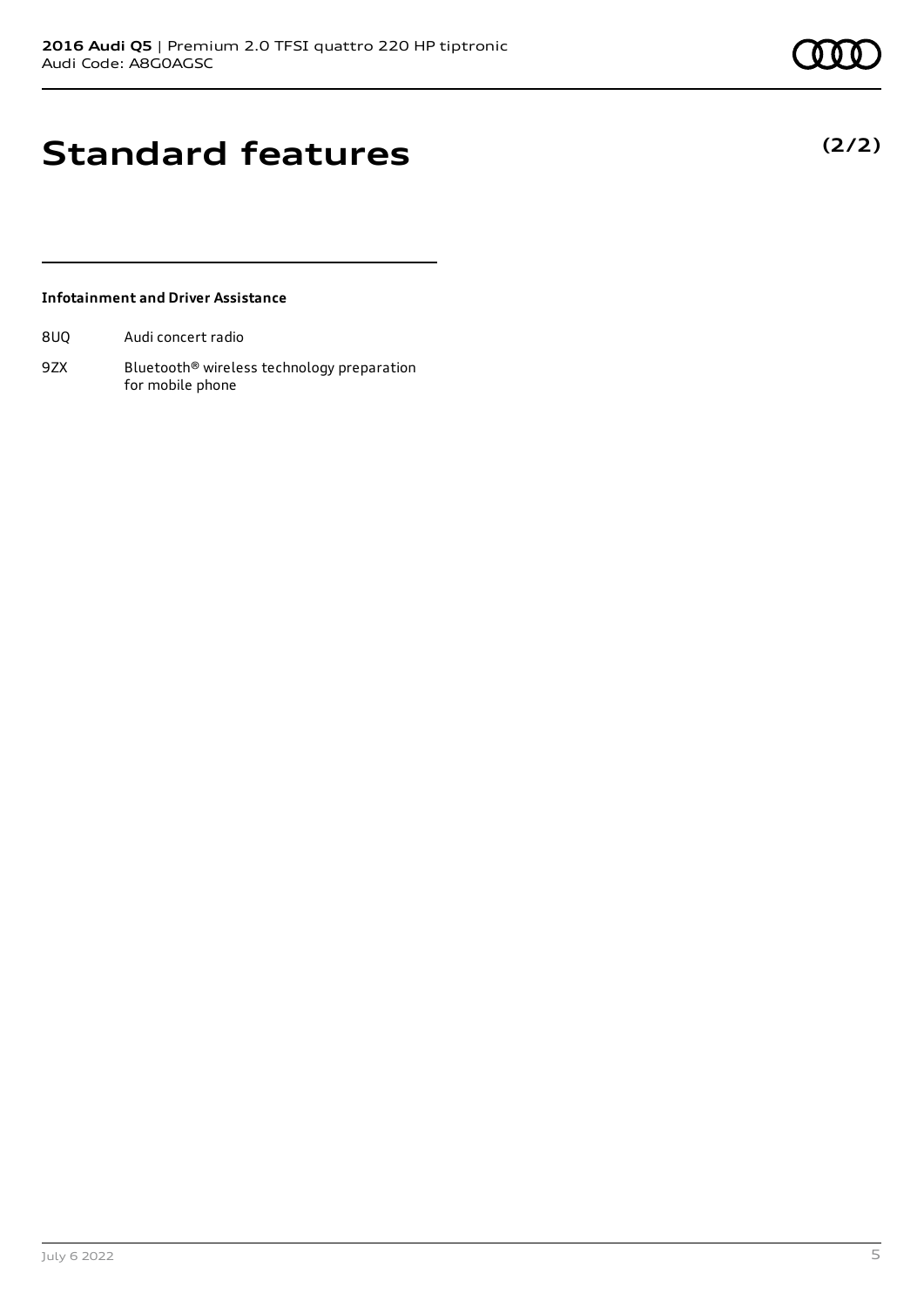# Standard features

**(2/2)**

**Infotainment and Driver Assistance**

| | |
|---|---|
| 8UQ | Audi concert radio |
| 9ZX | Bluetooth® wireless technology preparation for mobile phone |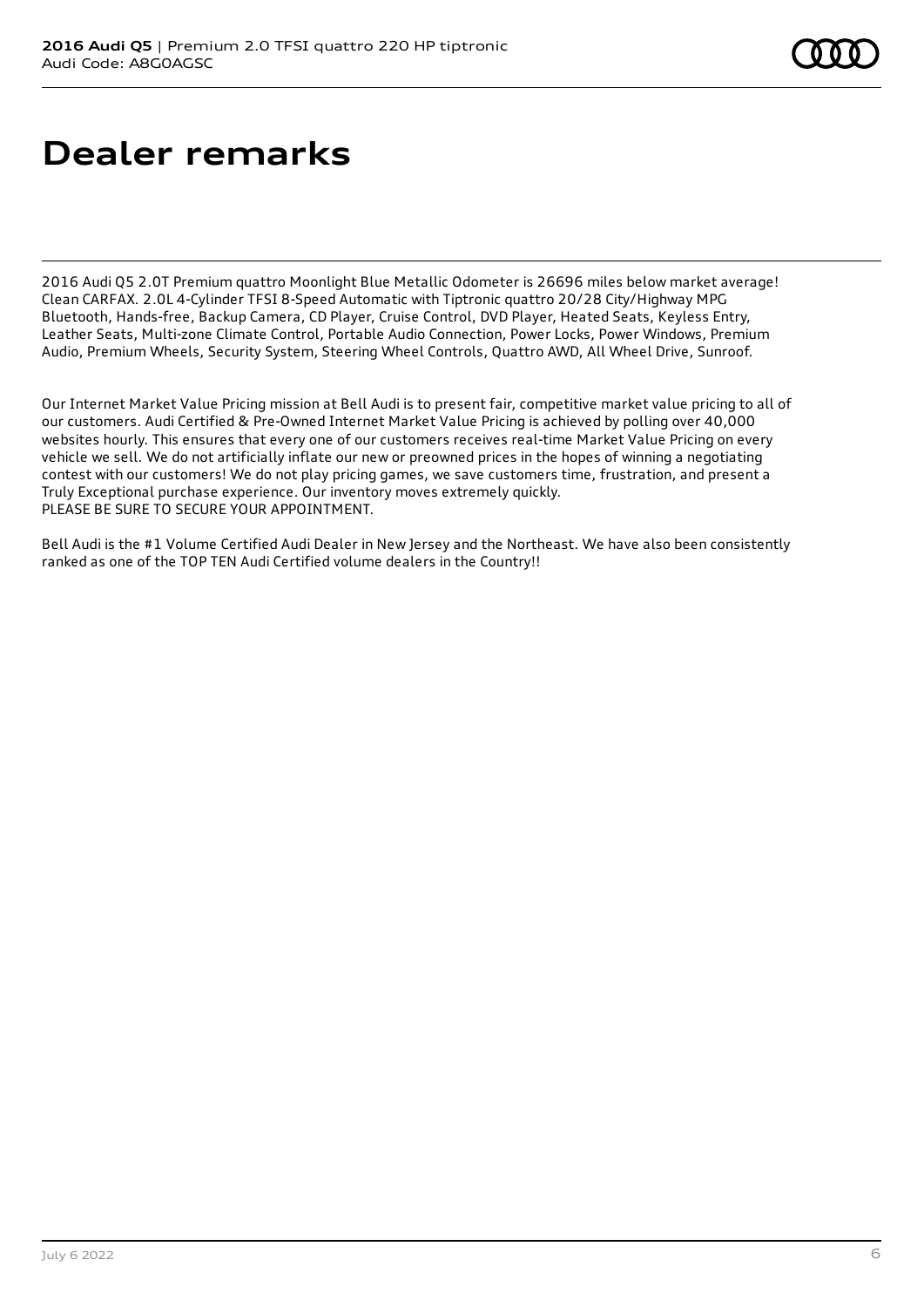# Dealer remarks

2016 Audi Q5 2.0T Premium quattro Moonlight Blue Metallic Odometer is 26696 miles below market average! Clean CARFAX. 2.0L 4-Cylinder TFSI 8-Speed Automatic with Tiptronic quattro 20/28 City/Highway MPG Bluetooth, Hands-free, Backup Camera, CD Player, Cruise Control, DVD Player, Heated Seats, Keyless Entry, Leather Seats, Multi-zone Climate Control, Portable Audio Connection, Power Locks, Power Windows, Premium Audio, Premium Wheels, Security System, Steering Wheel Controls, Quattro AWD, All Wheel Drive, Sunroof.

Our Internet Market Value Pricing mission at Bell Audi is to present fair, competitive market value pricing to all of our customers. Audi Certified & Pre-Owned Internet Market Value Pricing is achieved by polling over 40,000 websites hourly. This ensures that every one of our customers receives real-time Market Value Pricing on every vehicle we sell. We do not artificially inflate our new or preowned prices in the hopes of winning a negotiating contest with our customers! We do not play pricing games, we save customers time, frustration, and present a Truly Exceptional purchase experience. Our inventory moves extremely quickly.
PLEASE BE SURE TO SECURE YOUR APPOINTMENT.

Bell Audi is the #1 Volume Certified Audi Dealer in New Jersey and the Northeast. We have also been consistently ranked as one of the TOP TEN Audi Certified volume dealers in the Country!!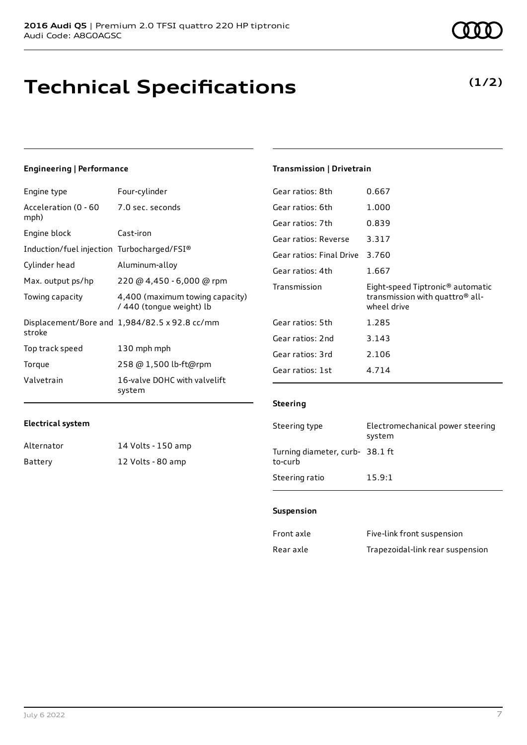# Technical Specifications

**(1/2)**

## Engineering | Performance

| | |
|---|---|
| Engine type | Four-cylinder |
| Acceleration (0 - 60 mph) | 7.0 sec. seconds |
| Engine block | Cast-iron |
| Induction/fuel injection | Turbocharged/FSI® |
| Cylinder head | Aluminum-alloy |
| Max. output ps/hp | 220 @ 4,450 - 6,000 @ rpm |
| Towing capacity | 4,400 (maximum towing capacity) / 440 (tongue weight) lb |
| Displacement/Bore and stroke | 1,984/82.5 x 92.8 cc/mm |
| Top track speed | 130 mph mph |
| Torque | 258 @ 1,500 lb-ft@rpm |
| Valvetrain | 16-valve DOHC with valvelift system |

## Electrical system

| | |
|---|---|
| Alternator | 14 Volts - 150 amp |
| Battery | 12 Volts - 80 amp |

## Transmission | Drivetrain

| | |
|---|---|
| Gear ratios: 8th | 0.667 |
| Gear ratios: 6th | 1.000 |
| Gear ratios: 7th | 0.839 |
| Gear ratios: Reverse | 3.317 |
| Gear ratios: Final Drive | 3.760 |
| Gear ratios: 4th | 1.667 |
| Transmission | Eight-speed Tiptronic® automatic transmission with quattro® all-wheel drive |
| Gear ratios: 5th | 1.285 |
| Gear ratios: 2nd | 3.143 |
| Gear ratios: 3rd | 2.106 |
| Gear ratios: 1st | 4.714 |

## Steering

| | |
|---|---|
| Steering type | Electromechanical power steering system |
| Turning diameter, curb-to-curb | 38.1 ft |
| Steering ratio | 15.9:1 |

## Suspension

| | |
|---|---|
| Front axle | Five-link front suspension |
| Rear axle | Trapezoidal-link rear suspension |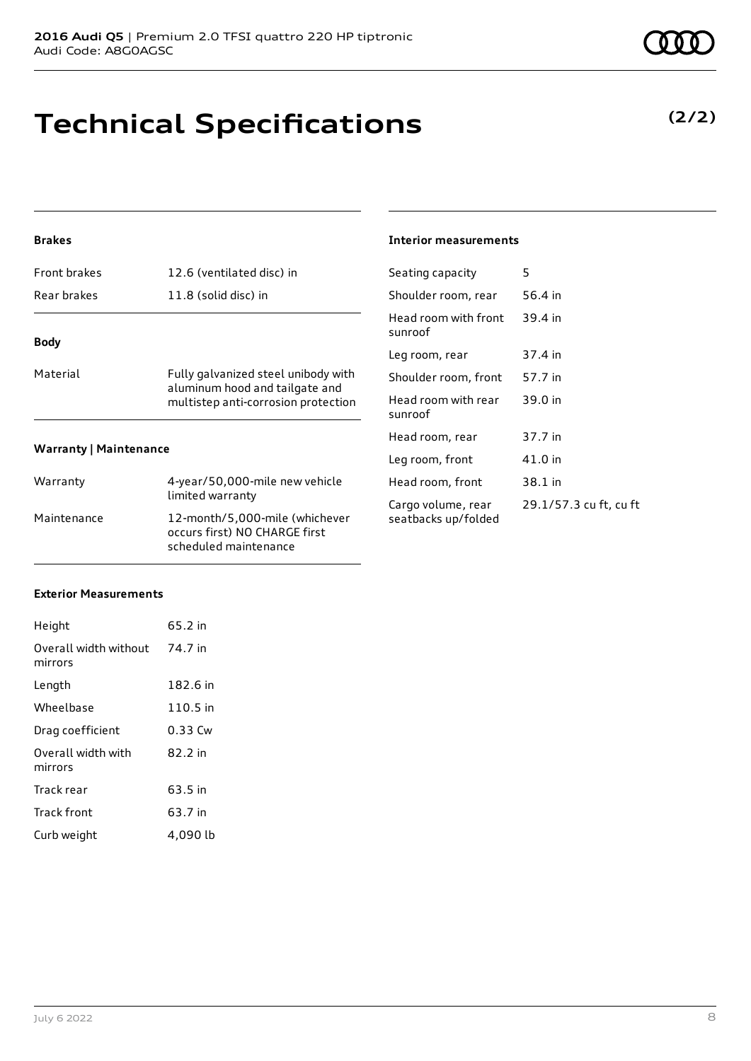# Technical Specifications

**(2/2)**

### Brakes

| | |
|---|---|
| Front brakes | 12.6 (ventilated disc) in |
| Rear brakes | 11.8 (solid disc) in |

### Body

| | |
|---|---|
| Material | Fully galvanized steel unibody with aluminum hood and tailgate and multistep anti-corrosion protection |

### Warranty | Maintenance

| | |
|---|---|
| Warranty | 4-year/50,000-mile new vehicle limited warranty |
| Maintenance | 12-month/5,000-mile (whichever occurs first) NO CHARGE first scheduled maintenance |

### Exterior Measurements

| | |
|---|---|
| Height | 65.2 in |
| Overall width without mirrors | 74.7 in |
| Length | 182.6 in |
| Wheelbase | 110.5 in |
| Drag coefficient | 0.33 Cw |
| Overall width with mirrors | 82.2 in |
| Track rear | 63.5 in |
| Track front | 63.7 in |
| Curb weight | 4,090 lb |

### Interior measurements

| | |
|---|---|
| Seating capacity | 5 |
| Shoulder room, rear | 56.4 in |
| Head room with front sunroof | 39.4 in |
| Leg room, rear | 37.4 in |
| Shoulder room, front | 57.7 in |
| Head room with rear sunroof | 39.0 in |
| Head room, rear | 37.7 in |
| Leg room, front | 41.0 in |
| Head room, front | 38.1 in |
| Cargo volume, rear seatbacks up/folded | 29.1/57.3 cu ft, cu ft |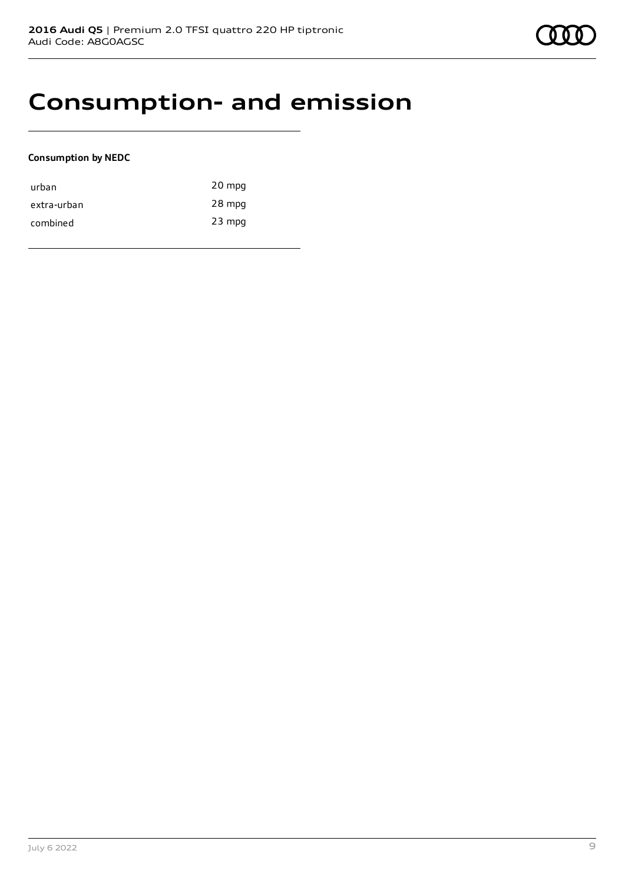# Consumption- and emission

**Consumption by NEDC**

| | |
|---|---|
| urban | 20 mpg |
| extra-urban | 28 mpg |
| combined | 23 mpg |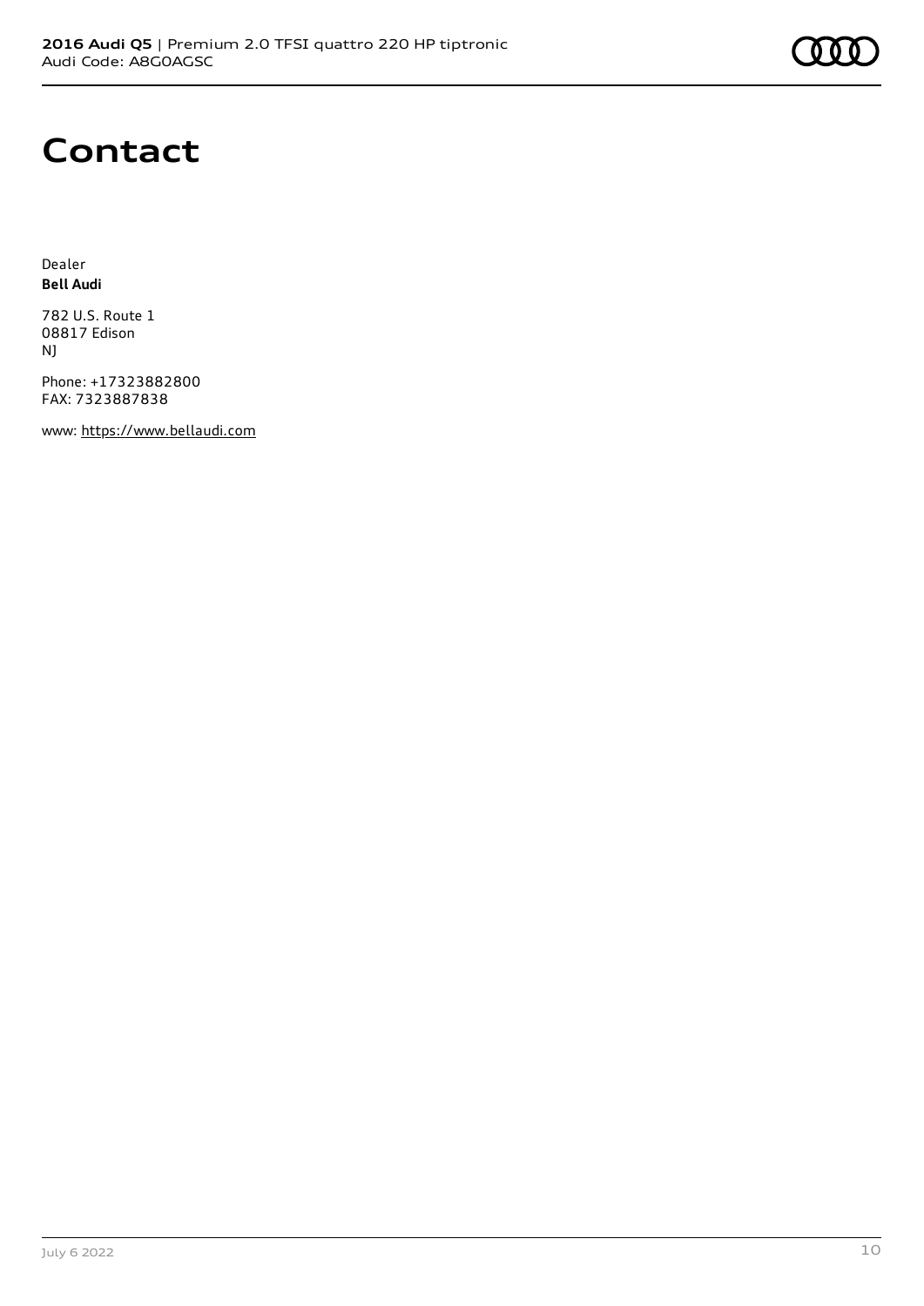# Contact

Dealer
**Bell Audi**

782 U.S. Route 1
08817 Edison
NJ

Phone: +17323882800
FAX: 7323887838

www: https://www.bellaudi.com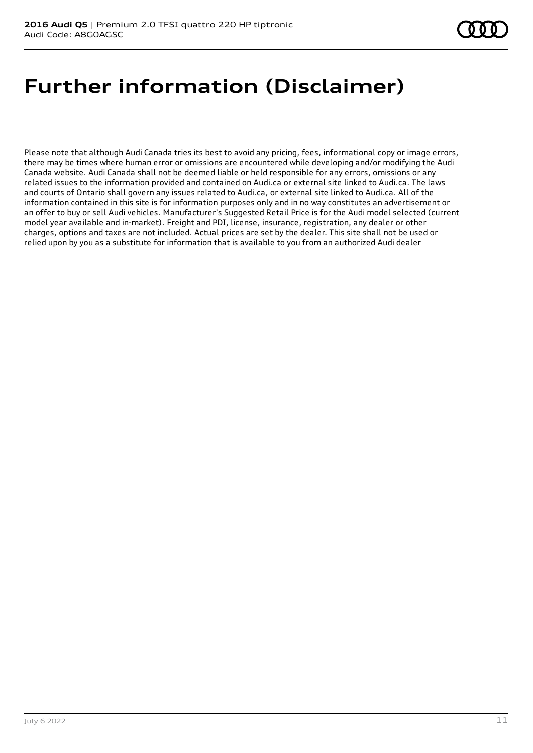# Further information (Disclaimer)

Please note that although Audi Canada tries its best to avoid any pricing, fees, informational copy or image errors, there may be times where human error or omissions are encountered while developing and/or modifying the Audi Canada website. Audi Canada shall not be deemed liable or held responsible for any errors, omissions or any related issues to the information provided and contained on Audi.ca or external site linked to Audi.ca. The laws and courts of Ontario shall govern any issues related to Audi.ca, or external site linked to Audi.ca. All of the information contained in this site is for information purposes only and in no way constitutes an advertisement or an offer to buy or sell Audi vehicles. Manufacturer's Suggested Retail Price is for the Audi model selected (current model year available and in-market). Freight and PDI, license, insurance, registration, any dealer or other charges, options and taxes are not included. Actual prices are set by the dealer. This site shall not be used or relied upon by you as a substitute for information that is available to you from an authorized Audi dealer